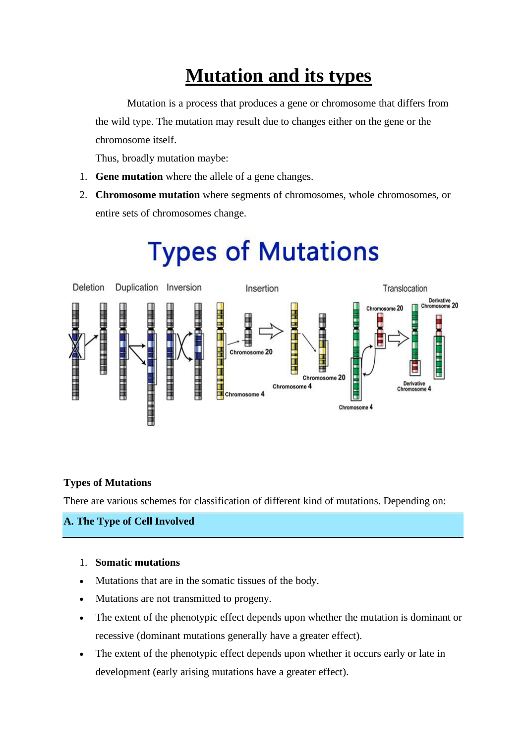# Mutation and its types

Mutation is a process that produces a gene or chromosome that differs from the wild type. The mutation may result due to changes either on the gene or the chromosome itself.

Thus, broadly mutation maybe:

1. **Gene mutation** where the allele of a gene changes.
2. **Chromosome mutation** where segments of chromosomes, whole chromosomes, or entire sets of chromosomes change.

**Types of Mutations**

There are various schemes for classification of different kind of mutations. Depending on:

## A. The Type of Cell Involved

1. **Somatic mutations**

- Mutations that are in the somatic tissues of the body.
- Mutations are not transmitted to progeny.
- The extent of the phenotypic effect depends upon whether the mutation is dominant or recessive (dominant mutations generally have a greater effect).
- The extent of the phenotypic effect depends upon whether it occurs early or late in development (early arising mutations have a greater effect).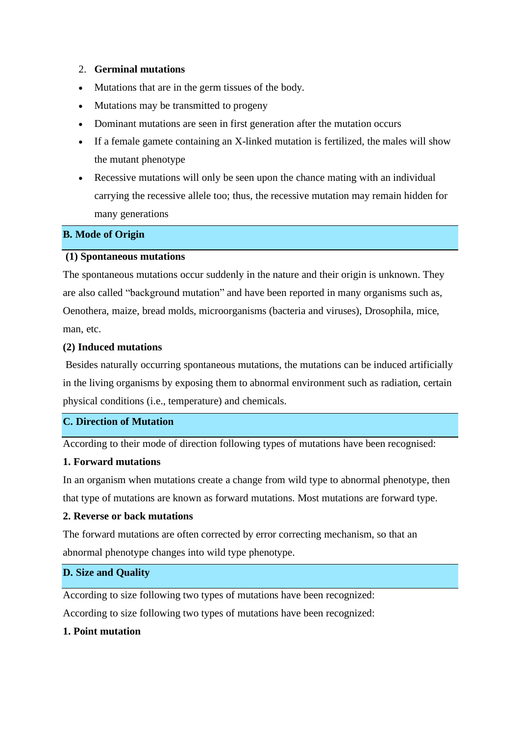2. **Germinal mutations**

- Mutations that are in the germ tissues of the body.
- Mutations may be transmitted to progeny
- Dominant mutations are seen in first generation after the mutation occurs
- If a female gamete containing an X-linked mutation is fertilized, the males will show the mutant phenotype
- Recessive mutations will only be seen upon the chance mating with an individual carrying the recessive allele too; thus, the recessive mutation may remain hidden for many generations

## B. Mode of Origin

**(1) Spontaneous mutations**

The spontaneous mutations occur suddenly in the nature and their origin is unknown. They are also called “background mutation” and have been reported in many organisms such as, Oenothera, maize, bread molds, microorganisms (bacteria and viruses), Drosophila, mice, man, etc.

**(2) Induced mutations**

Besides naturally occurring spontaneous mutations, the mutations can be induced artificially in the living organisms by exposing them to abnormal environment such as radiation, certain physical conditions (i.e., temperature) and chemicals.

## C. Direction of Mutation

According to their mode of direction following types of mutations have been recognised:

**1. Forward mutations**

In an organism when mutations create a change from wild type to abnormal phenotype, then that type of mutations are known as forward mutations. Most mutations are forward type.

**2. Reverse or back mutations**

The forward mutations are often corrected by error correcting mechanism, so that an abnormal phenotype changes into wild type phenotype.

## D. Size and Quality

According to size following two types of mutations have been recognized:

According to size following two types of mutations have been recognized:

**1. Point mutation**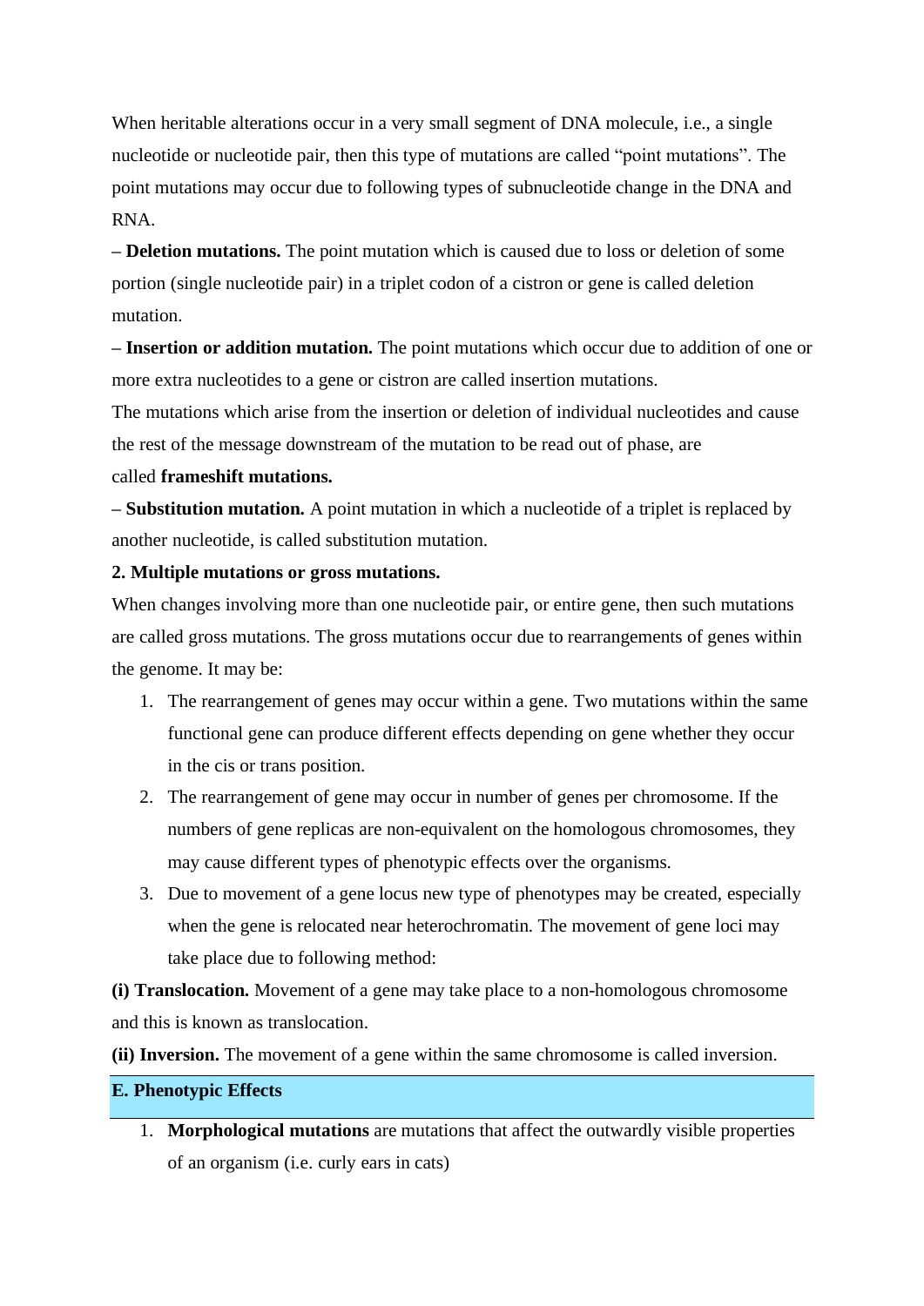When heritable alterations occur in a very small segment of DNA molecule, i.e., a single nucleotide or nucleotide pair, then this type of mutations are called "point mutations". The point mutations may occur due to following types of subnucleotide change in the DNA and RNA.

– **Deletion mutations.** The point mutation which is caused due to loss or deletion of some portion (single nucleotide pair) in a triplet codon of a cistron or gene is called deletion mutation.

– **Insertion or addition mutation.** The point mutations which occur due to addition of one or more extra nucleotides to a gene or cistron are called insertion mutations.

The mutations which arise from the insertion or deletion of individual nucleotides and cause the rest of the message downstream of the mutation to be read out of phase, are called **frameshift mutations.**

– **Substitution mutation.** A point mutation in which a nucleotide of a triplet is replaced by another nucleotide, is called substitution mutation.

**2. Multiple mutations or gross mutations.**

When changes involving more than one nucleotide pair, or entire gene, then such mutations are called gross mutations. The gross mutations occur due to rearrangements of genes within the genome. It may be:

1. The rearrangement of genes may occur within a gene. Two mutations within the same functional gene can produce different effects depending on gene whether they occur in the cis or trans position.
2. The rearrangement of gene may occur in number of genes per chromosome. If the numbers of gene replicas are non-equivalent on the homologous chromosomes, they may cause different types of phenotypic effects over the organisms.
3. Due to movement of a gene locus new type of phenotypes may be created, especially when the gene is relocated near heterochromatin. The movement of gene loci may take place due to following method:

**(i) Translocation.** Movement of a gene may take place to a non-homologous chromosome and this is known as translocation.

**(ii) Inversion.** The movement of a gene within the same chromosome is called inversion.

### E. Phenotypic Effects

1. **Morphological mutations** are mutations that affect the outwardly visible properties of an organism (i.e. curly ears in cats)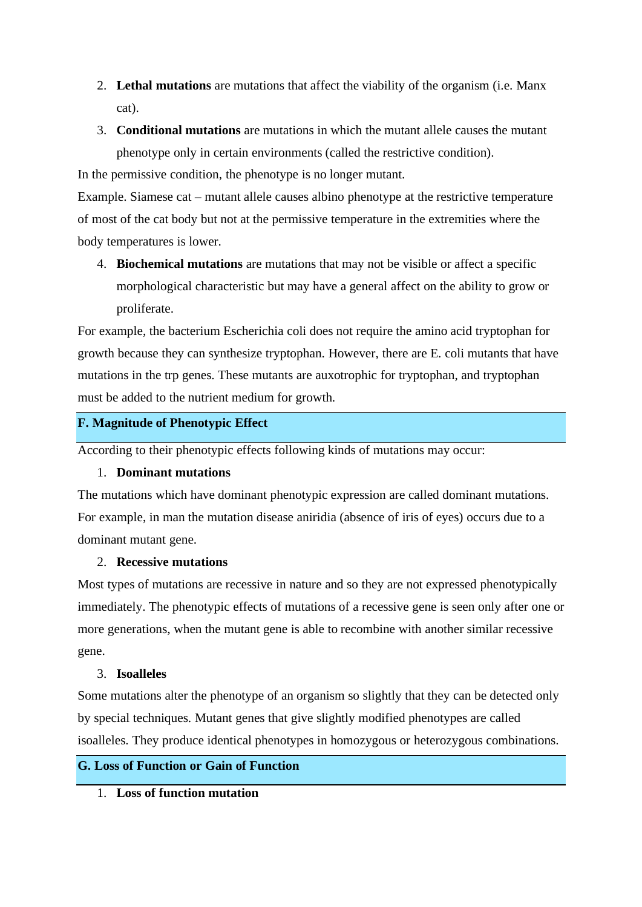2. **Lethal mutations** are mutations that affect the viability of the organism (i.e. Manx cat).
3. **Conditional mutations** are mutations in which the mutant allele causes the mutant phenotype only in certain environments (called the restrictive condition).

In the permissive condition, the phenotype is no longer mutant.

Example. Siamese cat – mutant allele causes albino phenotype at the restrictive temperature of most of the cat body but not at the permissive temperature in the extremities where the body temperatures is lower.

4. **Biochemical mutations** are mutations that may not be visible or affect a specific morphological characteristic but may have a general affect on the ability to grow or proliferate.

For example, the bacterium Escherichia coli does not require the amino acid tryptophan for growth because they can synthesize tryptophan. However, there are E. coli mutants that have mutations in the trp genes. These mutants are auxotrophic for tryptophan, and tryptophan must be added to the nutrient medium for growth.

## F. Magnitude of Phenotypic Effect

According to their phenotypic effects following kinds of mutations may occur:

1. **Dominant mutations**

The mutations which have dominant phenotypic expression are called dominant mutations. For example, in man the mutation disease aniridia (absence of iris of eyes) occurs due to a dominant mutant gene.

2. **Recessive mutations**

Most types of mutations are recessive in nature and so they are not expressed phenotypically immediately. The phenotypic effects of mutations of a recessive gene is seen only after one or more generations, when the mutant gene is able to recombine with another similar recessive gene.

3. **Isoalleles**

Some mutations alter the phenotype of an organism so slightly that they can be detected only by special techniques. Mutant genes that give slightly modified phenotypes are called isoalleles. They produce identical phenotypes in homozygous or heterozygous combinations.

## G. Loss of Function or Gain of Function

1. **Loss of function mutation**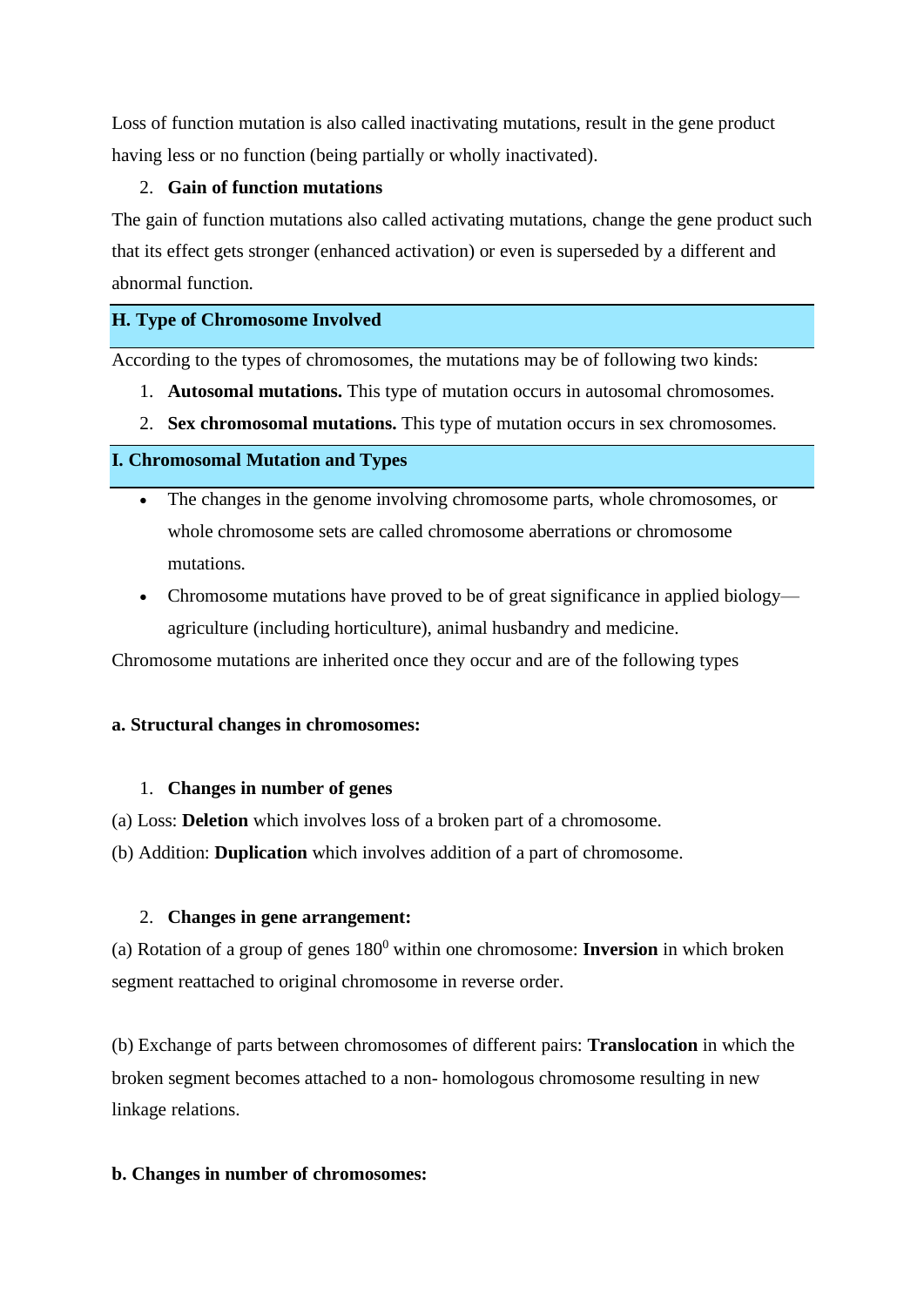Loss of function mutation is also called inactivating mutations, result in the gene product having less or no function (being partially or wholly inactivated).

2. **Gain of function mutations**

The gain of function mutations also called activating mutations, change the gene product such that its effect gets stronger (enhanced activation) or even is superseded by a different and abnormal function.

## H. Type of Chromosome Involved

According to the types of chromosomes, the mutations may be of following two kinds:

1. **Autosomal mutations.** This type of mutation occurs in autosomal chromosomes.
2. **Sex chromosomal mutations.** This type of mutation occurs in sex chromosomes.

## I. Chromosomal Mutation and Types

- The changes in the genome involving chromosome parts, whole chromosomes, or whole chromosome sets are called chromosome aberrations or chromosome mutations.
- Chromosome mutations have proved to be of great significance in applied biology—agriculture (including horticulture), animal husbandry and medicine.

Chromosome mutations are inherited once they occur and are of the following types

**a. Structural changes in chromosomes:**

1. **Changes in number of genes**

(a) Loss: **Deletion** which involves loss of a broken part of a chromosome.

(b) Addition: **Duplication** which involves addition of a part of chromosome.

2. **Changes in gene arrangement:**

(a) Rotation of a group of genes $180^0$ within one chromosome: **Inversion** in which broken segment reattached to original chromosome in reverse order.

(b) Exchange of parts between chromosomes of different pairs: **Translocation** in which the broken segment becomes attached to a non- homologous chromosome resulting in new linkage relations.

**b. Changes in number of chromosomes:**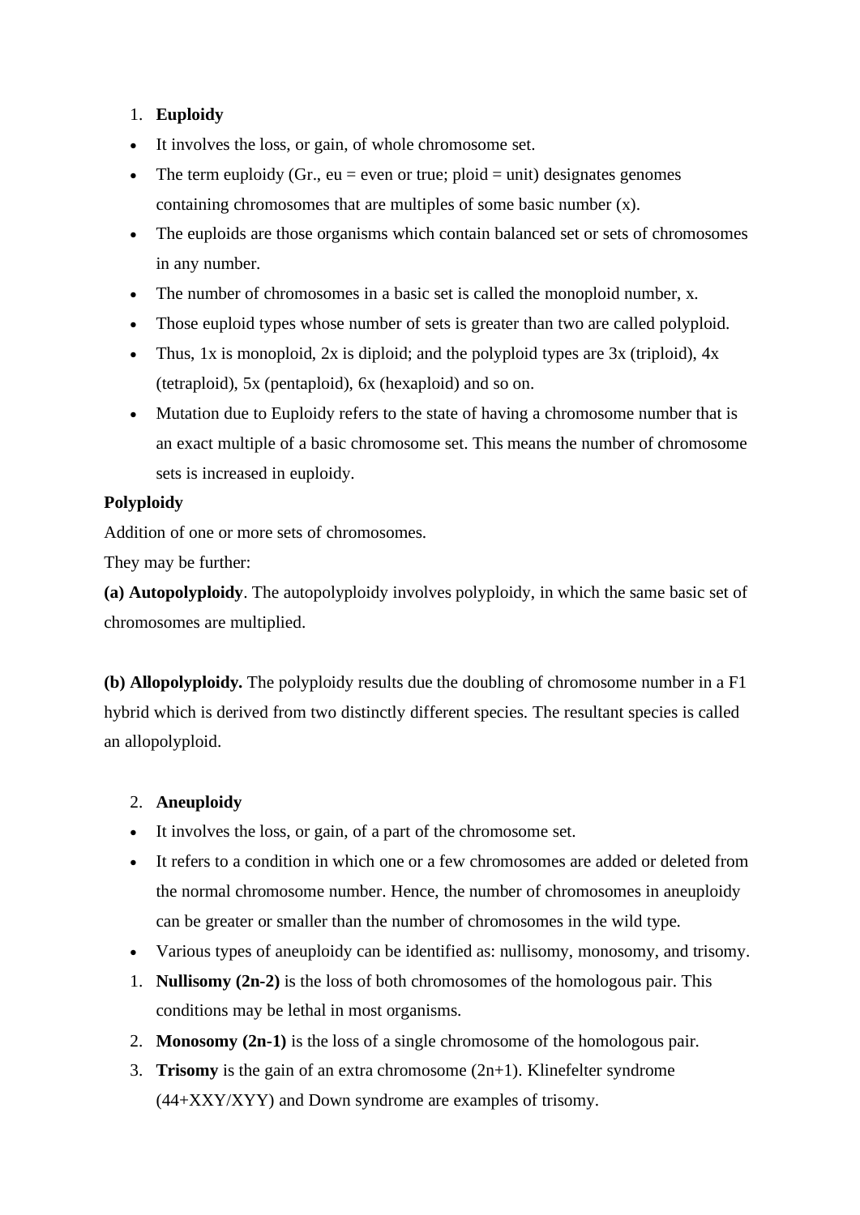1. **Euploidy**

- It involves the loss, or gain, of whole chromosome set.
- The term euploidy (Gr., eu = even or true; ploid = unit) designates genomes containing chromosomes that are multiples of some basic number (x).
- The euploids are those organisms which contain balanced set or sets of chromosomes in any number.
- The number of chromosomes in a basic set is called the monoploid number, x.
- Those euploid types whose number of sets is greater than two are called polyploid.
- Thus, 1x is monoploid, 2x is diploid; and the polyploid types are 3x (triploid), 4x (tetraploid), 5x (pentaploid), 6x (hexaploid) and so on.
- Mutation due to Euploidy refers to the state of having a chromosome number that is an exact multiple of a basic chromosome set. This means the number of chromosome sets is increased in euploidy.

**Polyploidy**

Addition of one or more sets of chromosomes.

They may be further:

**(a) Autopolyploidy**. The autopolyploidy involves polyploidy, in which the same basic set of chromosomes are multiplied.

**(b) Allopolyploidy.** The polyploidy results due the doubling of chromosome number in a F1 hybrid which is derived from two distinctly different species. The resultant species is called an allopolyploid.

2. **Aneuploidy**

- It involves the loss, or gain, of a part of the chromosome set.
- It refers to a condition in which one or a few chromosomes are added or deleted from the normal chromosome number. Hence, the number of chromosomes in aneuploidy can be greater or smaller than the number of chromosomes in the wild type.
- Various types of aneuploidy can be identified as: nullisomy, monosomy, and trisomy.

1. **Nullisomy (2n-2)** is the loss of both chromosomes of the homologous pair. This conditions may be lethal in most organisms.
2. **Monosomy (2n-1)** is the loss of a single chromosome of the homologous pair.
3. **Trisomy** is the gain of an extra chromosome (2n+1). Klinefelter syndrome (44+XXY/XYY) and Down syndrome are examples of trisomy.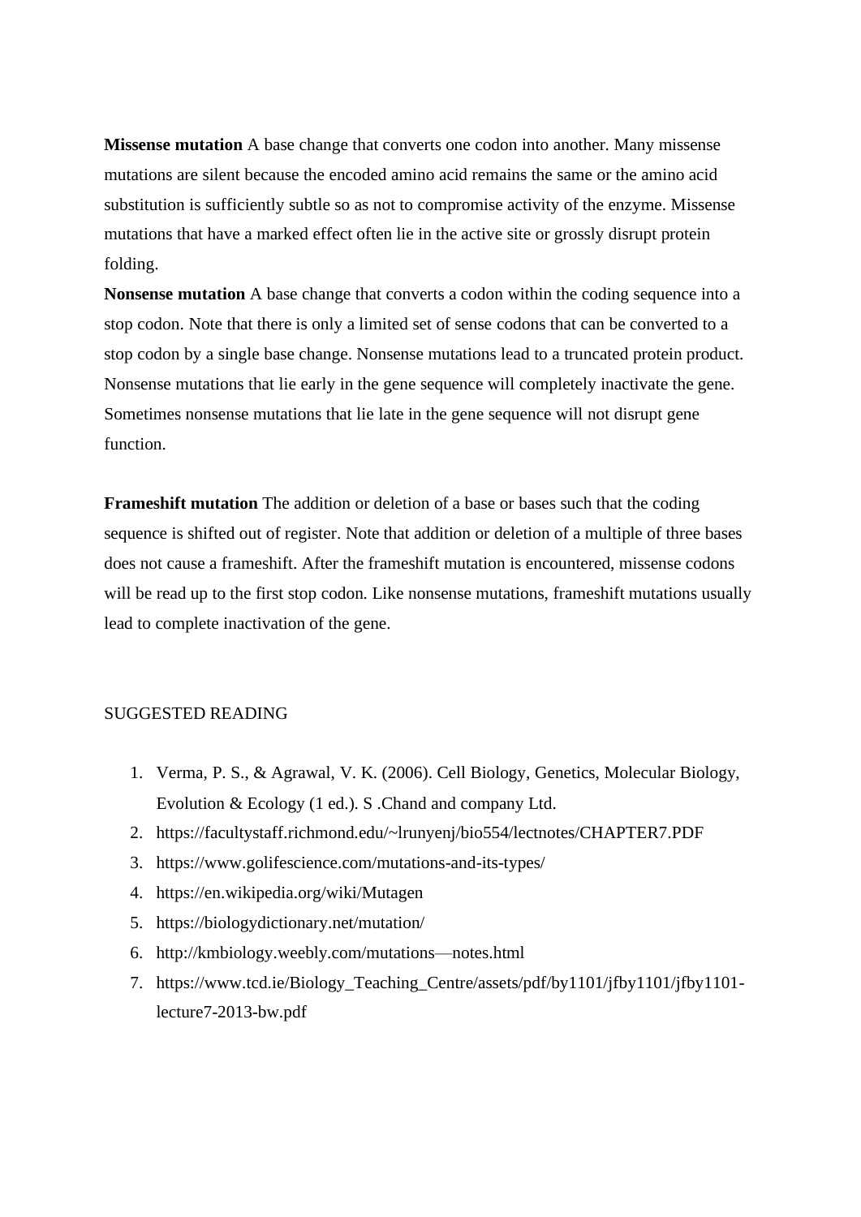**Missense mutation** A base change that converts one codon into another. Many missense mutations are silent because the encoded amino acid remains the same or the amino acid substitution is sufficiently subtle so as not to compromise activity of the enzyme. Missense mutations that have a marked effect often lie in the active site or grossly disrupt protein folding.

**Nonsense mutation** A base change that converts a codon within the coding sequence into a stop codon. Note that there is only a limited set of sense codons that can be converted to a stop codon by a single base change. Nonsense mutations lead to a truncated protein product. Nonsense mutations that lie early in the gene sequence will completely inactivate the gene. Sometimes nonsense mutations that lie late in the gene sequence will not disrupt gene function.

**Frameshift mutation** The addition or deletion of a base or bases such that the coding sequence is shifted out of register. Note that addition or deletion of a multiple of three bases does not cause a frameshift. After the frameshift mutation is encountered, missense codons will be read up to the first stop codon. Like nonsense mutations, frameshift mutations usually lead to complete inactivation of the gene.

SUGGESTED READING

1. Verma, P. S., & Agrawal, V. K. (2006). Cell Biology, Genetics, Molecular Biology, Evolution & Ecology (1 ed.). S .Chand and company Ltd.
2. https://facultystaff.richmond.edu/~lrunyenj/bio554/lectnotes/CHAPTER7.PDF
3. https://www.golifescience.com/mutations-and-its-types/
4. https://en.wikipedia.org/wiki/Mutagen
5. https://biologydictionary.net/mutation/
6. http://kmbiology.weebly.com/mutations—notes.html
7. https://www.tcd.ie/Biology_Teaching_Centre/assets/pdf/by1101/jfby1101/jfby1101-lecture7-2013-bw.pdf